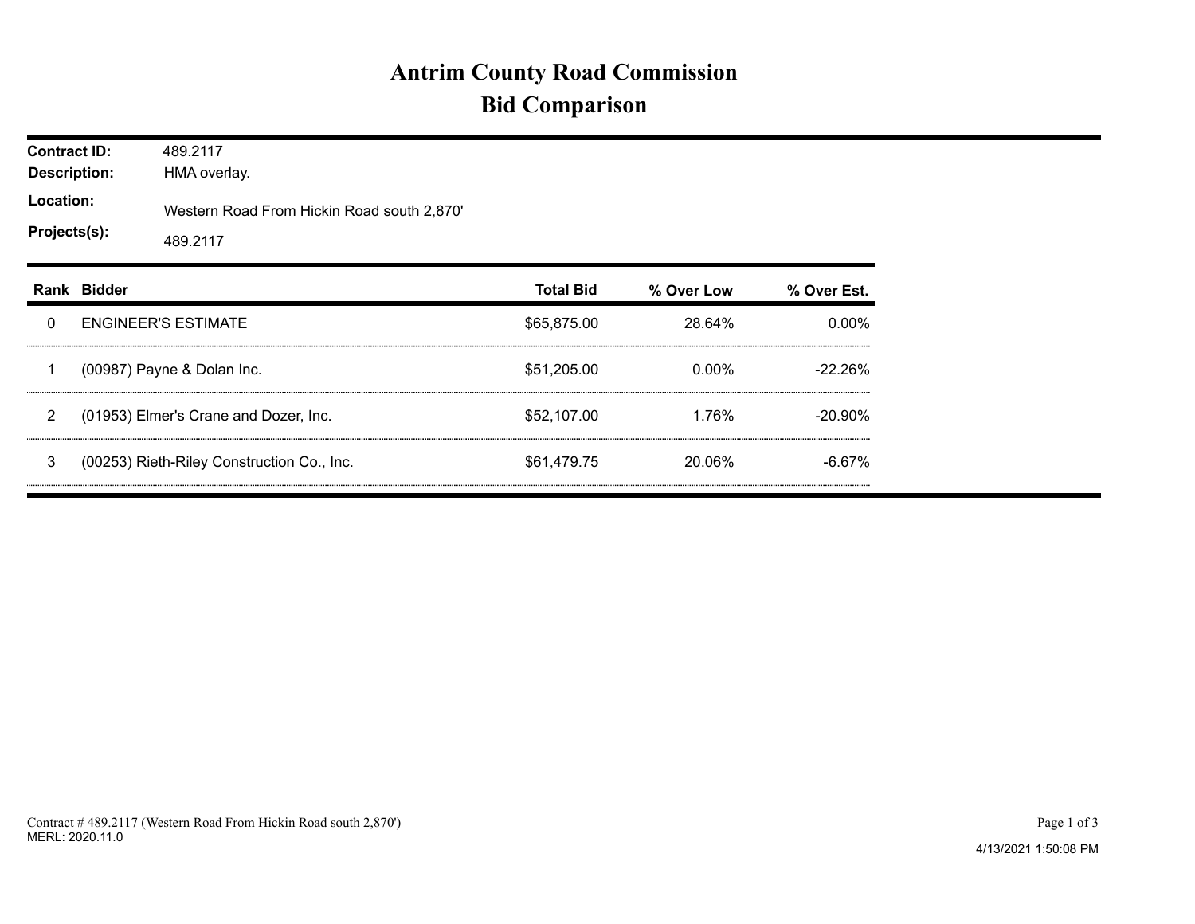# Antrim County Road Commission

## Bid Comparison

**Contract ID:** 489.2117

**Description:** HMA overlay.

**Location:** Western Road From Hickin Road south 2,870'

**Projects(s):** 489.2117

| Rank | Bidder | Total Bid | % Over Low | % Over Est. |
|---|---|---|---|---|
| 0 | ENGINEER'S ESTIMATE | $65,875.00 | 28.64% | 0.00% |
| 1 | (00987) Payne & Dolan Inc. | $51,205.00 | 0.00% | -22.26% |
| 2 | (01953) Elmer's Crane and Dozer, Inc. | $52,107.00 | 1.76% | -20.90% |
| 3 | (00253) Rieth-Riley Construction Co., Inc. | $61,479.75 | 20.06% | -6.67% |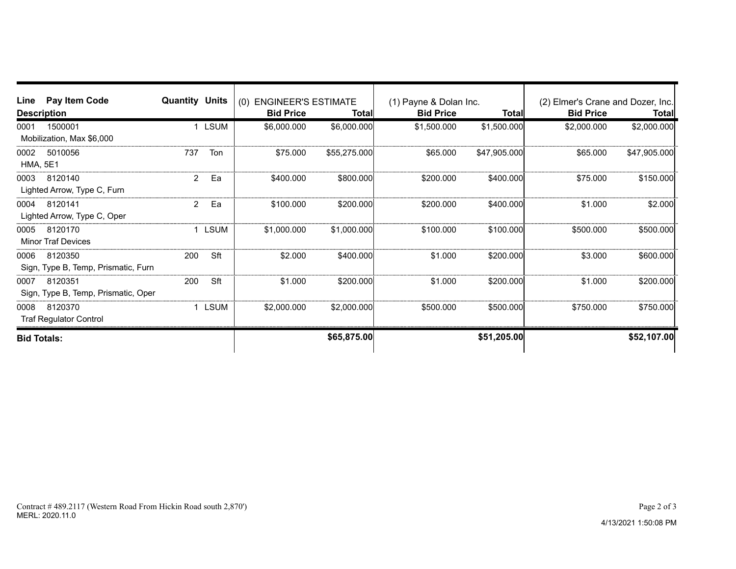| Line | Pay Item Code | Quantity | Units | (0) ENGINEER'S ESTIMATE | | (1) Payne & Dolan Inc. | | (2) Elmer's Crane and Dozer, Inc. | |
|---|---|---|---|---|---|---|---|---|---|
| Description | | | | Bid Price | Total | Bid Price | Total | Bid Price | Total |
| 0001 | 1500001 | 1 | LSUM | $6,000.000 | $6,000.000 | $1,500.000 | $1,500.000 | $2,000.000 | $2,000.000 |
| Mobilization, Max $6,000 | | | | | | | | | |
| 0002 | 5010056 | 737 | Ton | $75.000 | $55,275.000 | $65.000 | $47,905.000 | $65.000 | $47,905.000 |
| HMA, 5E1 | | | | | | | | | |
| 0003 | 8120140 | 2 | Ea | $400.000 | $800.000 | $200.000 | $400.000 | $75.000 | $150.000 |
| Lighted Arrow, Type C, Furn | | | | | | | | | |
| 0004 | 8120141 | 2 | Ea | $100.000 | $200.000 | $200.000 | $400.000 | $1.000 | $2.000 |
| Lighted Arrow, Type C, Oper | | | | | | | | | |
| 0005 | 8120170 | 1 | LSUM | $1,000.000 | $1,000.000 | $100.000 | $100.000 | $500.000 | $500.000 |
| Minor Traf Devices | | | | | | | | | |
| 0006 | 8120350 | 200 | Sft | $2.000 | $400.000 | $1.000 | $200.000 | $3.000 | $600.000 |
| Sign, Type B, Temp, Prismatic, Furn | | | | | | | | | |
| 0007 | 8120351 | 200 | Sft | $1.000 | $200.000 | $1.000 | $200.000 | $1.000 | $200.000 |
| Sign, Type B, Temp, Prismatic, Oper | | | | | | | | | |
| 0008 | 8120370 | 1 | LSUM | $2,000.000 | $2,000.000 | $500.000 | $500.000 | $750.000 | $750.000 |
| Traf Regulator Control | | | | | | | | | |
| **Bid Totals:** | | | | | **$65,875.00** | | **$51,205.00** | | **$52,107.00** |

Contract # 489.2117 (Western Road From Hickin Road south 2,870')
MERL: 2020.11.0

4/13/2021 1:50:08 PM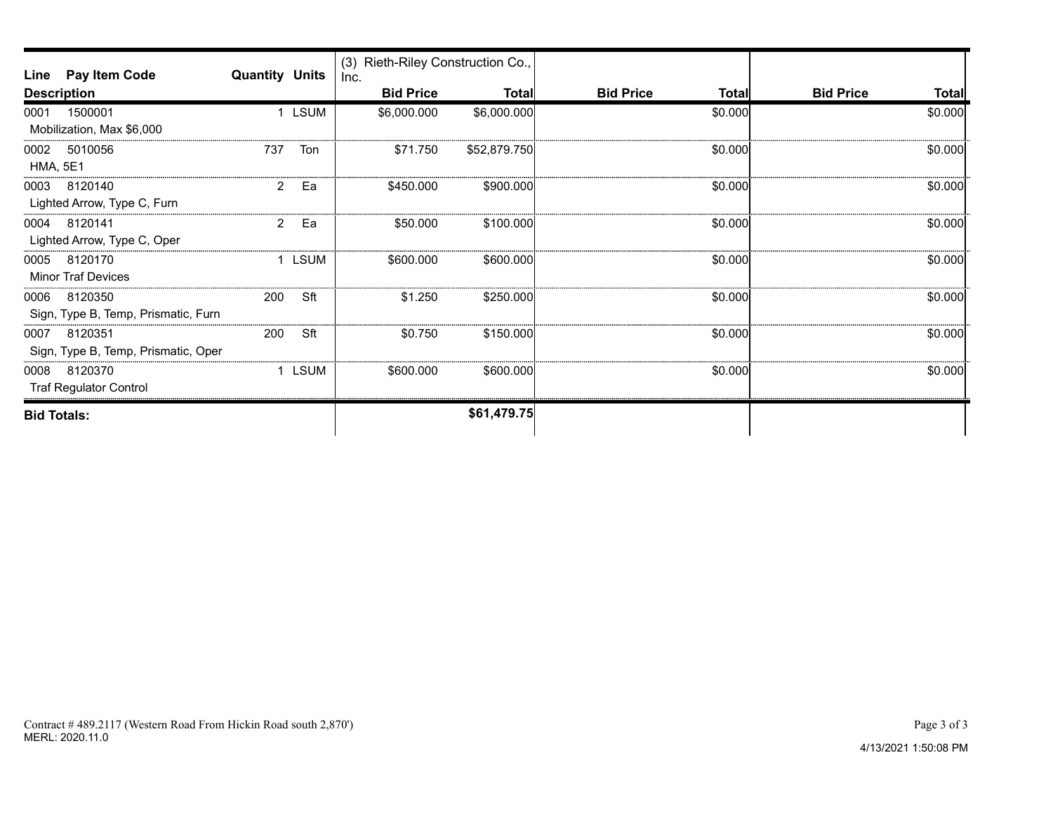| Line Pay Item Code Description | Quantity | Units | (3) Rieth-Riley Construction Co., Inc. Bid Price | Total | Bid Price | Total | Bid Price | Total |
|---|---|---|---|---|---|---|---|---|
| 0001 1500001 Mobilization, Max $6,000 | 1 | LSUM | $6,000.000 | $6,000.000 | | $0.000 | | $0.000 |
| 0002 5010056 HMA, 5E1 | 737 | Ton | $71.750 | $52,879.750 | | $0.000 | | $0.000 |
| 0003 8120140 Lighted Arrow, Type C, Furn | 2 | Ea | $450.000 | $900.000 | | $0.000 | | $0.000 |
| 0004 8120141 Lighted Arrow, Type C, Oper | 2 | Ea | $50.000 | $100.000 | | $0.000 | | $0.000 |
| 0005 8120170 Minor Traf Devices | 1 | LSUM | $600.000 | $600.000 | | $0.000 | | $0.000 |
| 0006 8120350 Sign, Type B, Temp, Prismatic, Furn | 200 | Sft | $1.250 | $250.000 | | $0.000 | | $0.000 |
| 0007 8120351 Sign, Type B, Temp, Prismatic, Oper | 200 | Sft | $0.750 | $150.000 | | $0.000 | | $0.000 |
| 0008 8120370 Traf Regulator Control | 1 | LSUM | $600.000 | $600.000 | | $0.000 | | $0.000 |
| **Bid Totals:** | | | | **$61,479.75** | | | | |

Contract # 489.2117 (Western Road From Hickin Road south 2,870')
MERL: 2020.11.0

4/13/2021 1:50:08 PM